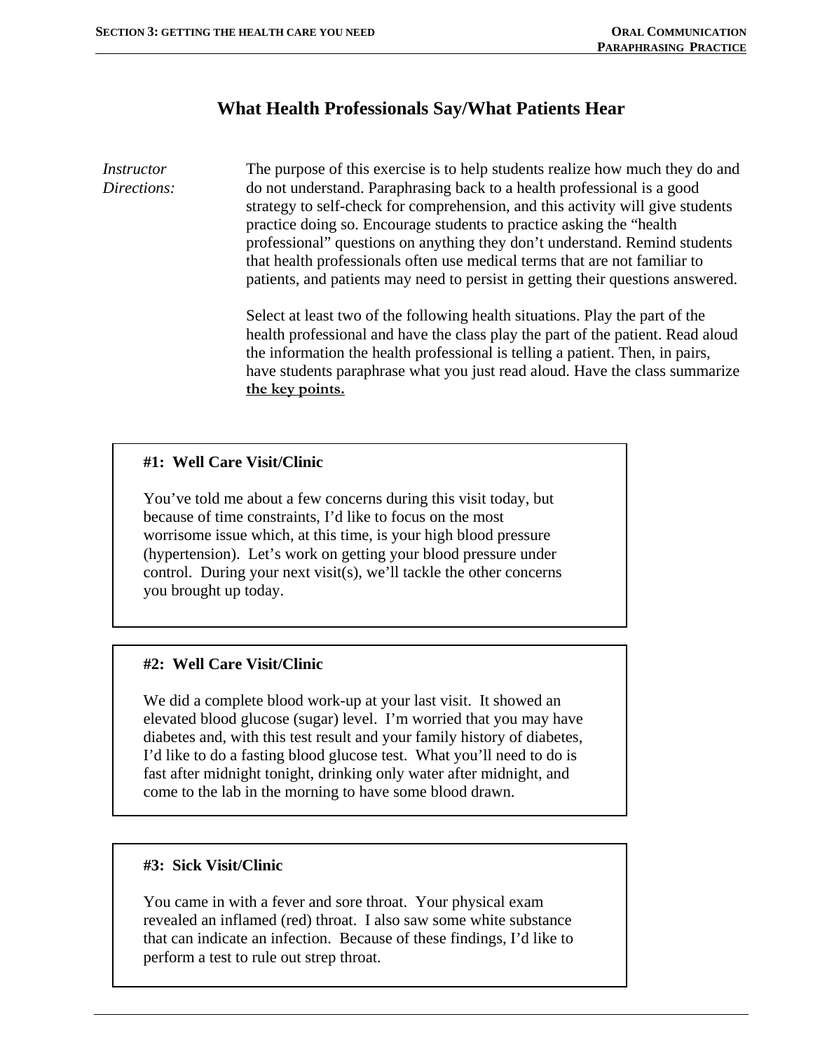# What Health Professionals Say/What Patients Hear

*Instructor Directions:*

The purpose of this exercise is to help students realize how much they do and do not understand. Paraphrasing back to a health professional is a good strategy to self-check for comprehension, and this activity will give students practice doing so. Encourage students to practice asking the "health professional" questions on anything they don't understand. Remind students that health professionals often use medical terms that are not familiar to patients, and patients may need to persist in getting their questions answered.

Select at least two of the following health situations. Play the part of the health professional and have the class play the part of the patient. Read aloud the information the health professional is telling a patient. Then, in pairs, have students paraphrase what you just read aloud. Have the class summarize **the key points.**

**#1: Well Care Visit/Clinic**

You've told me about a few concerns during this visit today, but because of time constraints, I'd like to focus on the most worrisome issue which, at this time, is your high blood pressure (hypertension). Let's work on getting your blood pressure under control. During your next visit(s), we'll tackle the other concerns you brought up today.

**#2: Well Care Visit/Clinic**

We did a complete blood work-up at your last visit. It showed an elevated blood glucose (sugar) level. I'm worried that you may have diabetes and, with this test result and your family history of diabetes, I'd like to do a fasting blood glucose test. What you'll need to do is fast after midnight tonight, drinking only water after midnight, and come to the lab in the morning to have some blood drawn.

**#3: Sick Visit/Clinic**

You came in with a fever and sore throat. Your physical exam revealed an inflamed (red) throat. I also saw some white substance that can indicate an infection. Because of these findings, I'd like to perform a test to rule out strep throat.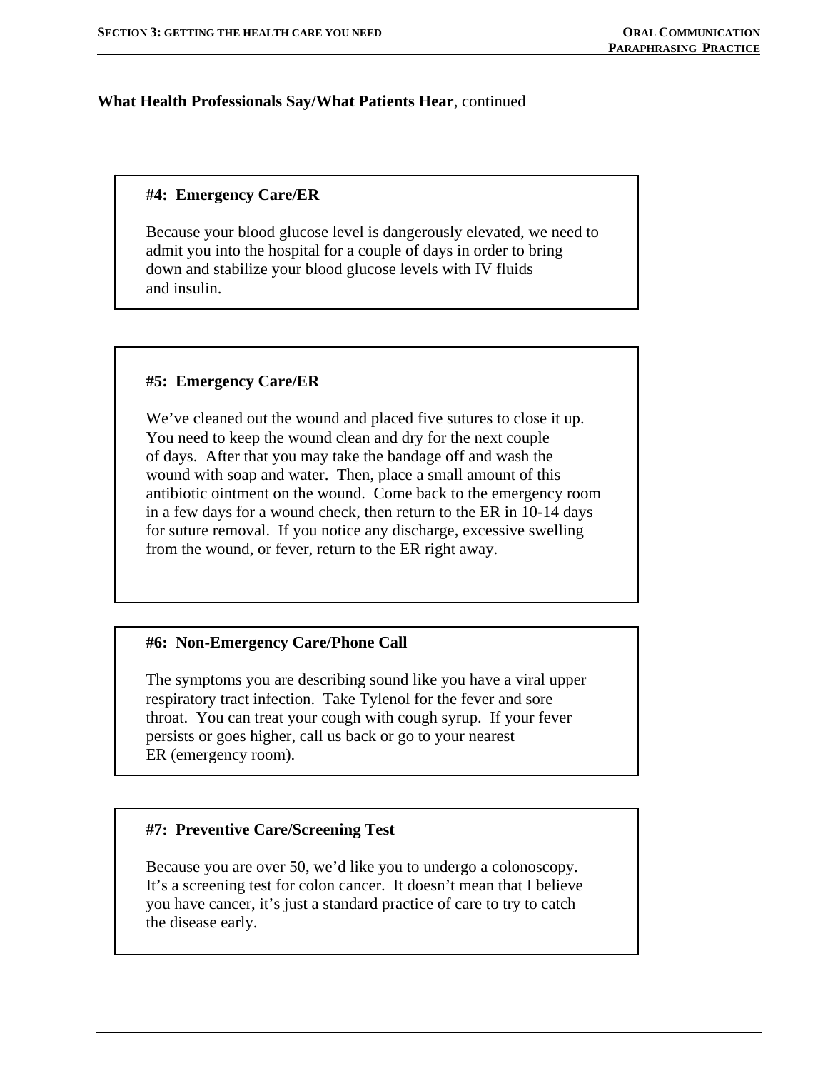**What Health Professionals Say/What Patients Hear**, continued

**#4: Emergency Care/ER**

Because your blood glucose level is dangerously elevated, we need to admit you into the hospital for a couple of days in order to bring down and stabilize your blood glucose levels with IV fluids and insulin.

**#5: Emergency Care/ER**

We've cleaned out the wound and placed five sutures to close it up. You need to keep the wound clean and dry for the next couple of days. After that you may take the bandage off and wash the wound with soap and water. Then, place a small amount of this antibiotic ointment on the wound. Come back to the emergency room in a few days for a wound check, then return to the ER in 10-14 days for suture removal. If you notice any discharge, excessive swelling from the wound, or fever, return to the ER right away.

**#6: Non-Emergency Care/Phone Call**

The symptoms you are describing sound like you have a viral upper respiratory tract infection. Take Tylenol for the fever and sore throat. You can treat your cough with cough syrup. If your fever persists or goes higher, call us back or go to your nearest ER (emergency room).

**#7: Preventive Care/Screening Test**

Because you are over 50, we'd like you to undergo a colonoscopy. It's a screening test for colon cancer. It doesn't mean that I believe you have cancer, it's just a standard practice of care to try to catch the disease early.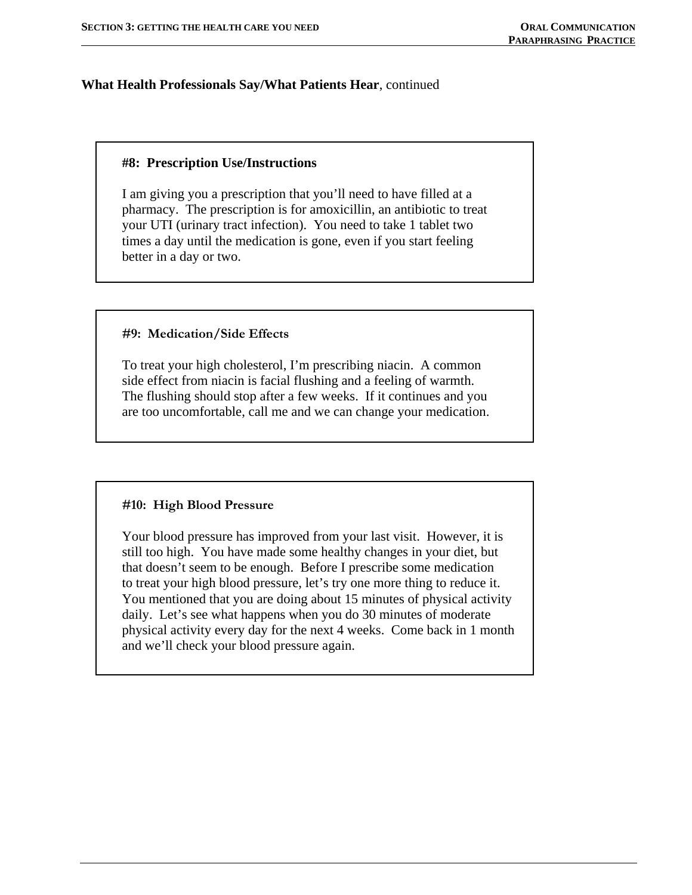**What Health Professionals Say/What Patients Hear**, continued

**#8: Prescription Use/Instructions**

I am giving you a prescription that you'll need to have filled at a pharmacy. The prescription is for amoxicillin, an antibiotic to treat your UTI (urinary tract infection). You need to take 1 tablet two times a day until the medication is gone, even if you start feeling better in a day or two.

**#9: Medication/Side Effects**

To treat your high cholesterol, I'm prescribing niacin. A common side effect from niacin is facial flushing and a feeling of warmth. The flushing should stop after a few weeks. If it continues and you are too uncomfortable, call me and we can change your medication.

**#10: High Blood Pressure**

Your blood pressure has improved from your last visit. However, it is still too high. You have made some healthy changes in your diet, but that doesn't seem to be enough. Before I prescribe some medication to treat your high blood pressure, let's try one more thing to reduce it. You mentioned that you are doing about 15 minutes of physical activity daily. Let's see what happens when you do 30 minutes of moderate physical activity every day for the next 4 weeks. Come back in 1 month and we'll check your blood pressure again.